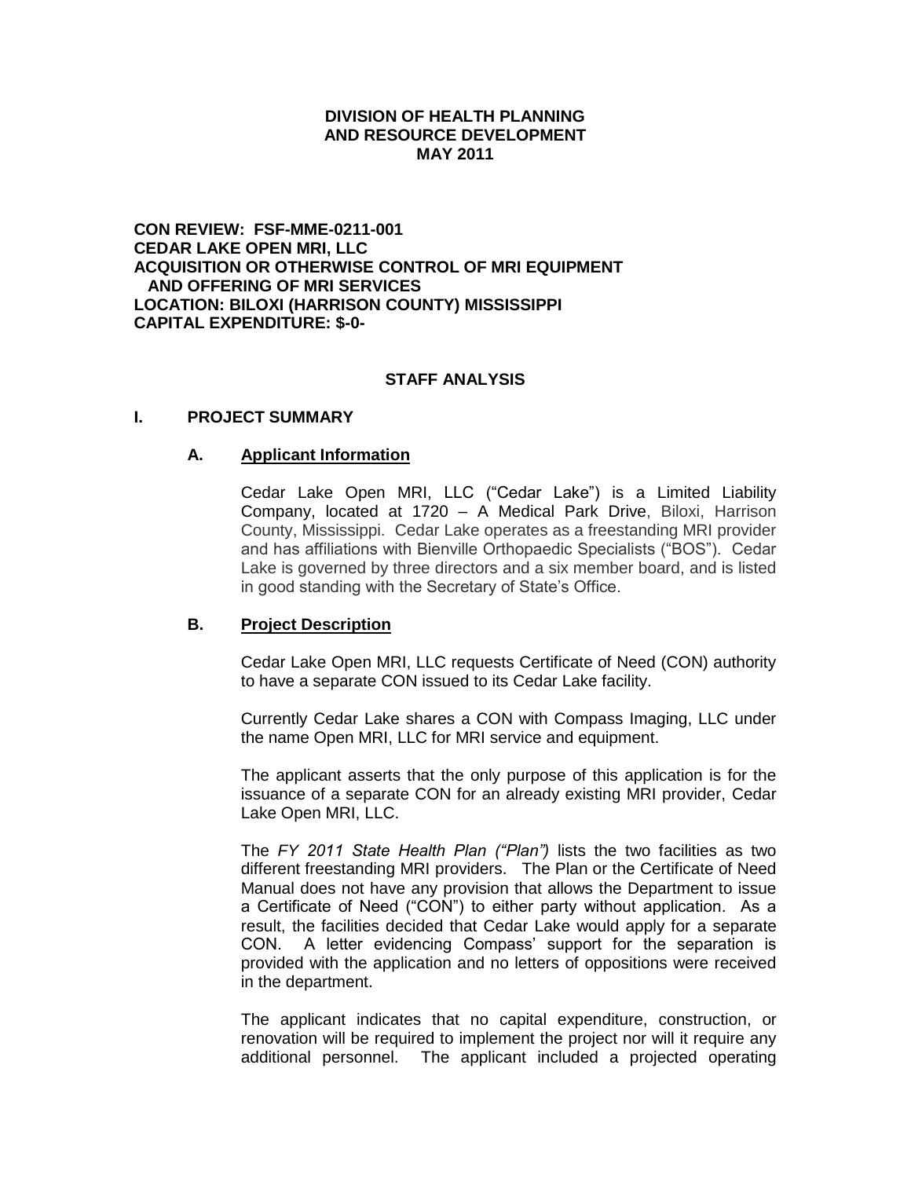**DIVISION OF HEALTH PLANNING**
**AND RESOURCE DEVELOPMENT**
**MAY 2011**

**CON REVIEW: FSF-MME-0211-001**
**CEDAR LAKE OPEN MRI, LLC**
**ACQUISITION OR OTHERWISE CONTROL OF MRI EQUIPMENT AND OFFERING OF MRI SERVICES**
**LOCATION: BILOXI (HARRISON COUNTY) MISSISSIPPI**
**CAPITAL EXPENDITURE: $-0-**

## STAFF ANALYSIS

## I. PROJECT SUMMARY

### A. Applicant Information

Cedar Lake Open MRI, LLC ("Cedar Lake") is a Limited Liability Company, located at 1720 – A Medical Park Drive, Biloxi, Harrison County, Mississippi. Cedar Lake operates as a freestanding MRI provider and has affiliations with Bienville Orthopaedic Specialists ("BOS"). Cedar Lake is governed by three directors and a six member board, and is listed in good standing with the Secretary of State's Office.

### B. Project Description

Cedar Lake Open MRI, LLC requests Certificate of Need (CON) authority to have a separate CON issued to its Cedar Lake facility.

Currently Cedar Lake shares a CON with Compass Imaging, LLC under the name Open MRI, LLC for MRI service and equipment.

The applicant asserts that the only purpose of this application is for the issuance of a separate CON for an already existing MRI provider, Cedar Lake Open MRI, LLC.

The *FY 2011 State Health Plan ("Plan")* lists the two facilities as two different freestanding MRI providers. The Plan or the Certificate of Need Manual does not have any provision that allows the Department to issue a Certificate of Need ("CON") to either party without application. As a result, the facilities decided that Cedar Lake would apply for a separate CON. A letter evidencing Compass' support for the separation is provided with the application and no letters of oppositions were received in the department.

The applicant indicates that no capital expenditure, construction, or renovation will be required to implement the project nor will it require any additional personnel. The applicant included a projected operating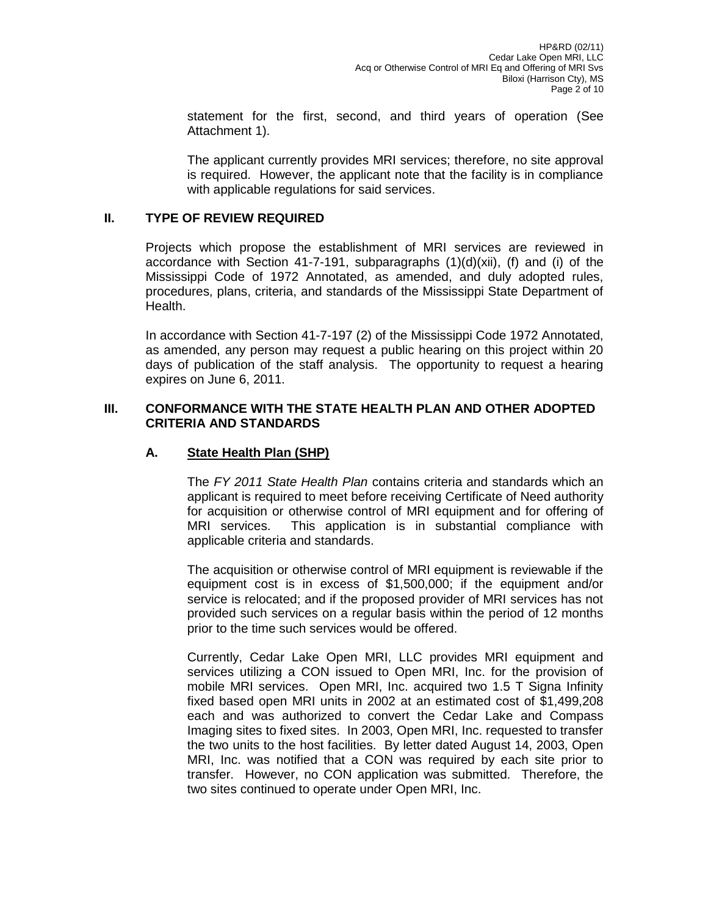statement for the first, second, and third years of operation (See Attachment 1).

The applicant currently provides MRI services; therefore, no site approval is required. However, the applicant note that the facility is in compliance with applicable regulations for said services.

## II. TYPE OF REVIEW REQUIRED

Projects which propose the establishment of MRI services are reviewed in accordance with Section 41-7-191, subparagraphs (1)(d)(xii), (f) and (i) of the Mississippi Code of 1972 Annotated, as amended, and duly adopted rules, procedures, plans, criteria, and standards of the Mississippi State Department of Health.

In accordance with Section 41-7-197 (2) of the Mississippi Code 1972 Annotated, as amended, any person may request a public hearing on this project within 20 days of publication of the staff analysis. The opportunity to request a hearing expires on June 6, 2011.

## III. CONFORMANCE WITH THE STATE HEALTH PLAN AND OTHER ADOPTED CRITERIA AND STANDARDS

### A. State Health Plan (SHP)

The *FY 2011 State Health Plan* contains criteria and standards which an applicant is required to meet before receiving Certificate of Need authority for acquisition or otherwise control of MRI equipment and for offering of MRI services. This application is in substantial compliance with applicable criteria and standards.

The acquisition or otherwise control of MRI equipment is reviewable if the equipment cost is in excess of $1,500,000; if the equipment and/or service is relocated; and if the proposed provider of MRI services has not provided such services on a regular basis within the period of 12 months prior to the time such services would be offered.

Currently, Cedar Lake Open MRI, LLC provides MRI equipment and services utilizing a CON issued to Open MRI, Inc. for the provision of mobile MRI services. Open MRI, Inc. acquired two 1.5 T Signa Infinity fixed based open MRI units in 2002 at an estimated cost of $1,499,208 each and was authorized to convert the Cedar Lake and Compass Imaging sites to fixed sites. In 2003, Open MRI, Inc. requested to transfer the two units to the host facilities. By letter dated August 14, 2003, Open MRI, Inc. was notified that a CON was required by each site prior to transfer. However, no CON application was submitted. Therefore, the two sites continued to operate under Open MRI, Inc.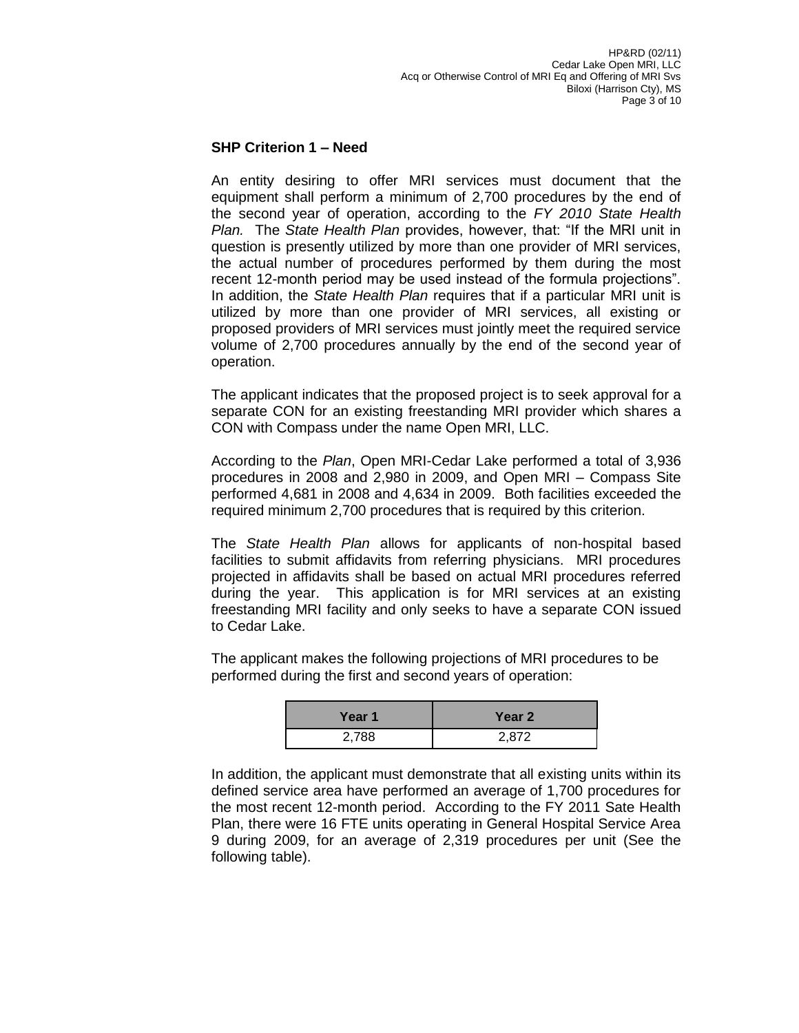**SHP Criterion 1 – Need**

An entity desiring to offer MRI services must document that the equipment shall perform a minimum of 2,700 procedures by the end of the second year of operation, according to the *FY 2010 State Health Plan.* The *State Health Plan* provides, however, that: "If the MRI unit in question is presently utilized by more than one provider of MRI services, the actual number of procedures performed by them during the most recent 12-month period may be used instead of the formula projections". In addition, the *State Health Plan* requires that if a particular MRI unit is utilized by more than one provider of MRI services, all existing or proposed providers of MRI services must jointly meet the required service volume of 2,700 procedures annually by the end of the second year of operation.

The applicant indicates that the proposed project is to seek approval for a separate CON for an existing freestanding MRI provider which shares a CON with Compass under the name Open MRI, LLC.

According to the *Plan*, Open MRI-Cedar Lake performed a total of 3,936 procedures in 2008 and 2,980 in 2009, and Open MRI – Compass Site performed 4,681 in 2008 and 4,634 in 2009. Both facilities exceeded the required minimum 2,700 procedures that is required by this criterion.

The *State Health Plan* allows for applicants of non-hospital based facilities to submit affidavits from referring physicians. MRI procedures projected in affidavits shall be based on actual MRI procedures referred during the year. This application is for MRI services at an existing freestanding MRI facility and only seeks to have a separate CON issued to Cedar Lake.

The applicant makes the following projections of MRI procedures to be performed during the first and second years of operation:

| Year 1 | Year 2 |
|---|---|
| 2,788 | 2,872 |

In addition, the applicant must demonstrate that all existing units within its defined service area have performed an average of 1,700 procedures for the most recent 12-month period. According to the FY 2011 Sate Health Plan, there were 16 FTE units operating in General Hospital Service Area 9 during 2009, for an average of 2,319 procedures per unit (See the following table).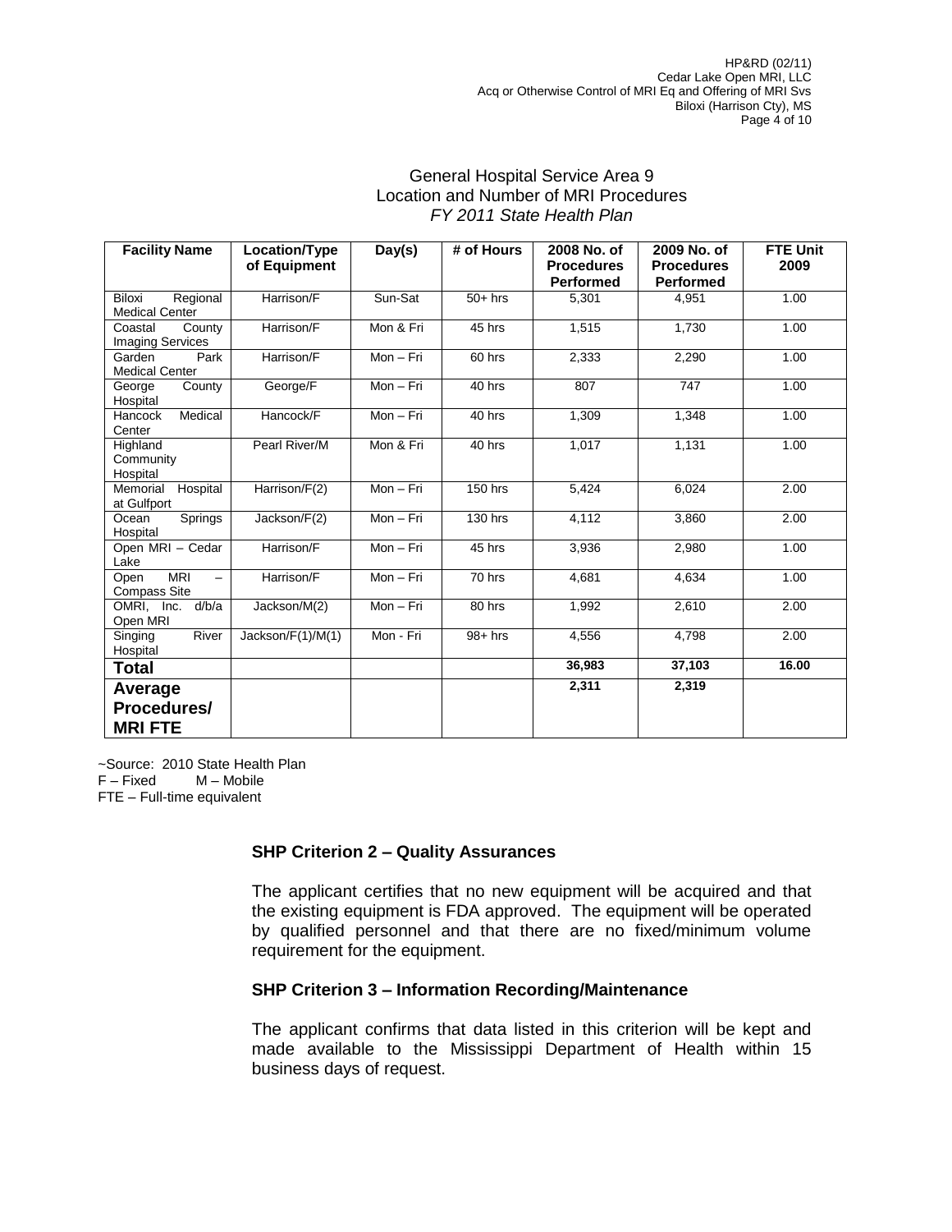General Hospital Service Area 9
Location and Number of MRI Procedures
*FY 2011 State Health Plan*

| Facility Name | Location/Type of Equipment | Day(s) | # of Hours | 2008 No. of Procedures Performed | 2009 No. of Procedures Performed | FTE Unit 2009 |
|---|---|---|---|---|---|---|
| Biloxi Regional Medical Center | Harrison/F | Sun-Sat | 50+ hrs | 5,301 | 4,951 | 1.00 |
| Coastal County Imaging Services | Harrison/F | Mon & Fri | 45 hrs | 1,515 | 1,730 | 1.00 |
| Garden Park Medical Center | Harrison/F | Mon – Fri | 60 hrs | 2,333 | 2,290 | 1.00 |
| George County Hospital | George/F | Mon – Fri | 40 hrs | 807 | 747 | 1.00 |
| Hancock Medical Center | Hancock/F | Mon – Fri | 40 hrs | 1,309 | 1,348 | 1.00 |
| Highland Community Hospital | Pearl River/M | Mon & Fri | 40 hrs | 1,017 | 1,131 | 1.00 |
| Memorial Hospital at Gulfport | Harrison/F(2) | Mon – Fri | 150 hrs | 5,424 | 6,024 | 2.00 |
| Ocean Springs Hospital | Jackson/F(2) | Mon – Fri | 130 hrs | 4,112 | 3,860 | 2.00 |
| Open MRI – Cedar Lake | Harrison/F | Mon – Fri | 45 hrs | 3,936 | 2,980 | 1.00 |
| Open MRI – Compass Site | Harrison/F | Mon – Fri | 70 hrs | 4,681 | 4,634 | 1.00 |
| OMRI, Inc. d/b/a Open MRI | Jackson/M(2) | Mon – Fri | 80 hrs | 1,992 | 2,610 | 2.00 |
| Singing River Hospital | Jackson/F(1)/M(1) | Mon - Fri | 98+ hrs | 4,556 | 4,798 | 2.00 |
| **Total** | | | | **36,983** | **37,103** | **16.00** |
| **Average Procedures/ MRI FTE** | | | | **2,311** | **2,319** | |

~Source: 2010 State Health Plan
F – Fixed M – Mobile
FTE – Full-time equivalent

### SHP Criterion 2 – Quality Assurances

The applicant certifies that no new equipment will be acquired and that the existing equipment is FDA approved. The equipment will be operated by qualified personnel and that there are no fixed/minimum volume requirement for the equipment.

### SHP Criterion 3 – Information Recording/Maintenance

The applicant confirms that data listed in this criterion will be kept and made available to the Mississippi Department of Health within 15 business days of request.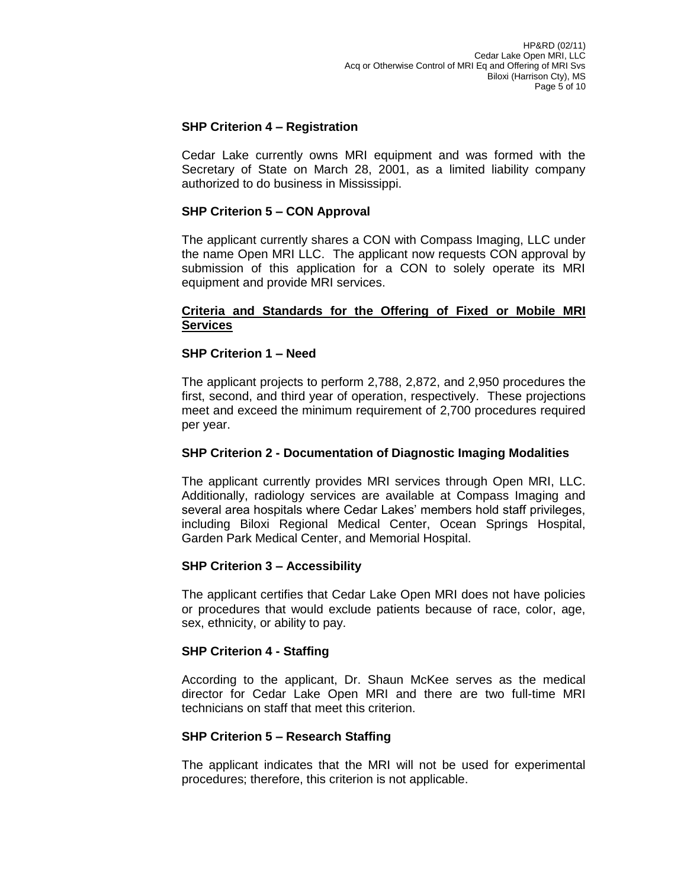**SHP Criterion 4 – Registration**

Cedar Lake currently owns MRI equipment and was formed with the Secretary of State on March 28, 2001, as a limited liability company authorized to do business in Mississippi.

**SHP Criterion 5 – CON Approval**

The applicant currently shares a CON with Compass Imaging, LLC under the name Open MRI LLC. The applicant now requests CON approval by submission of this application for a CON to solely operate its MRI equipment and provide MRI services.

**<u>Criteria and Standards for the Offering of Fixed or Mobile MRI Services</u>**

**SHP Criterion 1 – Need**

The applicant projects to perform 2,788, 2,872, and 2,950 procedures the first, second, and third year of operation, respectively. These projections meet and exceed the minimum requirement of 2,700 procedures required per year.

**SHP Criterion 2 - Documentation of Diagnostic Imaging Modalities**

The applicant currently provides MRI services through Open MRI, LLC. Additionally, radiology services are available at Compass Imaging and several area hospitals where Cedar Lakes' members hold staff privileges, including Biloxi Regional Medical Center, Ocean Springs Hospital, Garden Park Medical Center, and Memorial Hospital.

**SHP Criterion 3 – Accessibility**

The applicant certifies that Cedar Lake Open MRI does not have policies or procedures that would exclude patients because of race, color, age, sex, ethnicity, or ability to pay.

**SHP Criterion 4 - Staffing**

According to the applicant, Dr. Shaun McKee serves as the medical director for Cedar Lake Open MRI and there are two full-time MRI technicians on staff that meet this criterion.

**SHP Criterion 5 – Research Staffing**

The applicant indicates that the MRI will not be used for experimental procedures; therefore, this criterion is not applicable.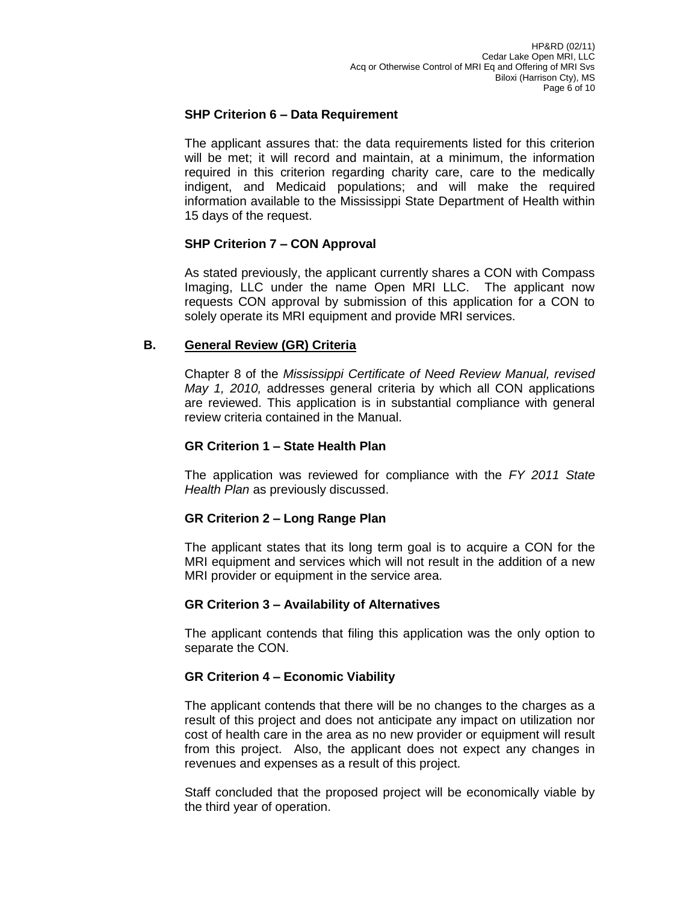**SHP Criterion 6 – Data Requirement**

The applicant assures that: the data requirements listed for this criterion will be met; it will record and maintain, at a minimum, the information required in this criterion regarding charity care, care to the medically indigent, and Medicaid populations; and will make the required information available to the Mississippi State Department of Health within 15 days of the request.

**SHP Criterion 7 – CON Approval**

As stated previously, the applicant currently shares a CON with Compass Imaging, LLC under the name Open MRI LLC. The applicant now requests CON approval by submission of this application for a CON to solely operate its MRI equipment and provide MRI services.

## B. General Review (GR) Criteria

Chapter 8 of the *Mississippi Certificate of Need Review Manual, revised May 1, 2010,* addresses general criteria by which all CON applications are reviewed. This application is in substantial compliance with general review criteria contained in the Manual.

**GR Criterion 1 – State Health Plan**

The application was reviewed for compliance with the *FY 2011 State Health Plan* as previously discussed.

**GR Criterion 2 – Long Range Plan**

The applicant states that its long term goal is to acquire a CON for the MRI equipment and services which will not result in the addition of a new MRI provider or equipment in the service area.

**GR Criterion 3 – Availability of Alternatives**

The applicant contends that filing this application was the only option to separate the CON.

**GR Criterion 4 – Economic Viability**

The applicant contends that there will be no changes to the charges as a result of this project and does not anticipate any impact on utilization nor cost of health care in the area as no new provider or equipment will result from this project. Also, the applicant does not expect any changes in revenues and expenses as a result of this project.

Staff concluded that the proposed project will be economically viable by the third year of operation.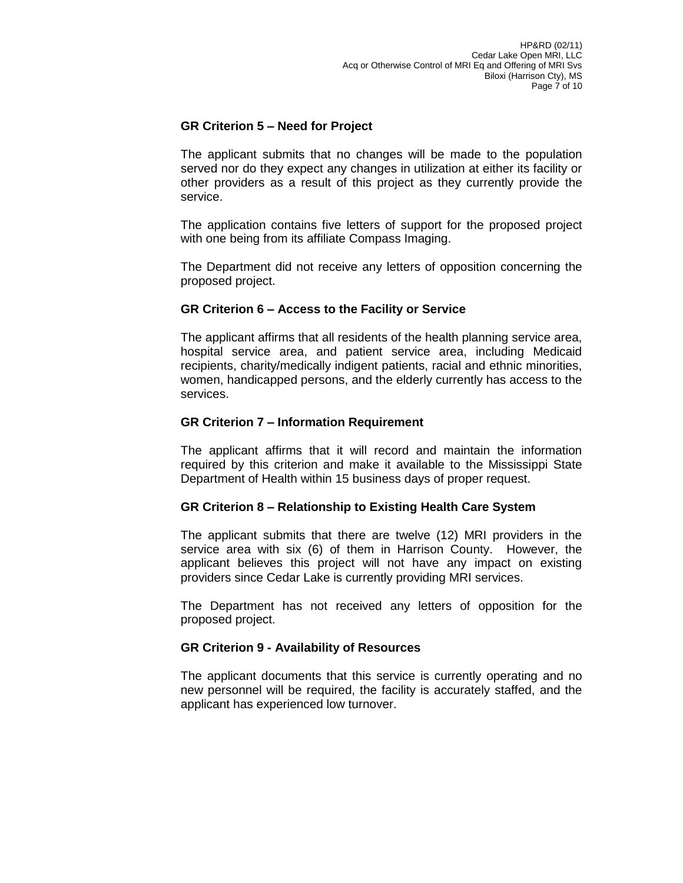**GR Criterion 5 – Need for Project**

The applicant submits that no changes will be made to the population served nor do they expect any changes in utilization at either its facility or other providers as a result of this project as they currently provide the service.

The application contains five letters of support for the proposed project with one being from its affiliate Compass Imaging.

The Department did not receive any letters of opposition concerning the proposed project.

**GR Criterion 6 – Access to the Facility or Service**

The applicant affirms that all residents of the health planning service area, hospital service area, and patient service area, including Medicaid recipients, charity/medically indigent patients, racial and ethnic minorities, women, handicapped persons, and the elderly currently has access to the services.

**GR Criterion 7 – Information Requirement**

The applicant affirms that it will record and maintain the information required by this criterion and make it available to the Mississippi State Department of Health within 15 business days of proper request.

**GR Criterion 8 – Relationship to Existing Health Care System**

The applicant submits that there are twelve (12) MRI providers in the service area with six (6) of them in Harrison County. However, the applicant believes this project will not have any impact on existing providers since Cedar Lake is currently providing MRI services.

The Department has not received any letters of opposition for the proposed project.

**GR Criterion 9 - Availability of Resources**

The applicant documents that this service is currently operating and no new personnel will be required, the facility is accurately staffed, and the applicant has experienced low turnover.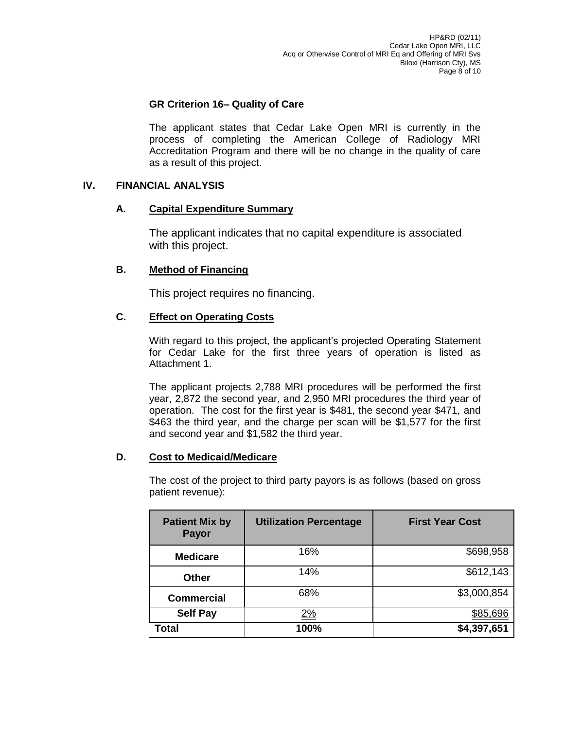### GR Criterion 16– Quality of Care

The applicant states that Cedar Lake Open MRI is currently in the process of completing the American College of Radiology MRI Accreditation Program and there will be no change in the quality of care as a result of this project.

## IV. FINANCIAL ANALYSIS

### A. Capital Expenditure Summary

The applicant indicates that no capital expenditure is associated with this project.

### B. Method of Financing

This project requires no financing.

### C. Effect on Operating Costs

With regard to this project, the applicant's projected Operating Statement for Cedar Lake for the first three years of operation is listed as Attachment 1.

The applicant projects 2,788 MRI procedures will be performed the first year, 2,872 the second year, and 2,950 MRI procedures the third year of operation. The cost for the first year is $481, the second year $471, and $463 the third year, and the charge per scan will be $1,577 for the first and second year and $1,582 the third year.

### D. Cost to Medicaid/Medicare

The cost of the project to third party payors is as follows (based on gross patient revenue):

| Patient Mix by Payor | Utilization Percentage | First Year Cost |
|---|---|---|
| Medicare | 16% | $698,958 |
| Other | 14% | $612,143 |
| Commercial | 68% | $3,000,854 |
| Self Pay | 2% | $85,696 |
| **Total** | **100%** | **$4,397,651** |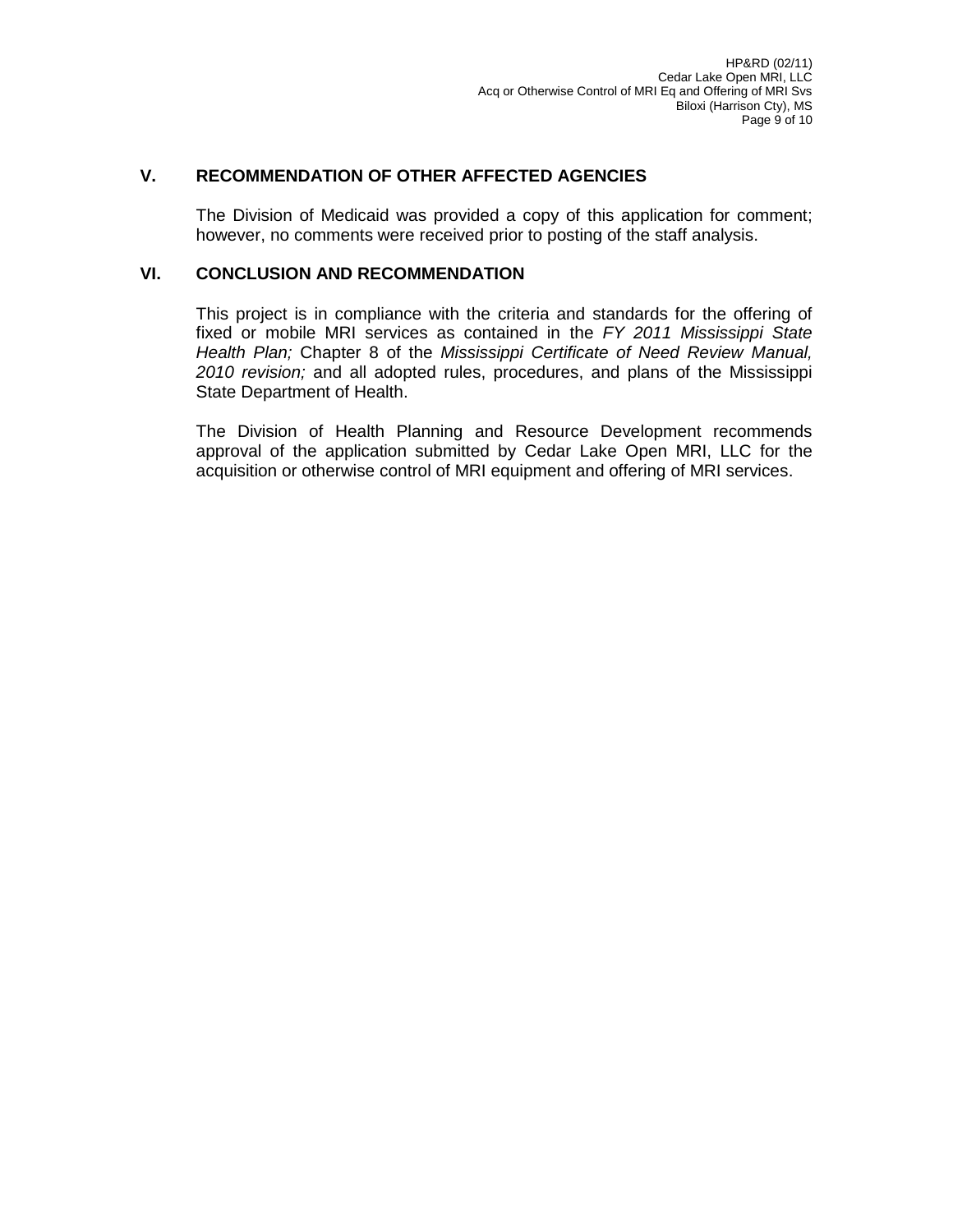## V. RECOMMENDATION OF OTHER AFFECTED AGENCIES

The Division of Medicaid was provided a copy of this application for comment; however, no comments were received prior to posting of the staff analysis.

## VI. CONCLUSION AND RECOMMENDATION

This project is in compliance with the criteria and standards for the offering of fixed or mobile MRI services as contained in the *FY 2011 Mississippi State Health Plan;* Chapter 8 of the *Mississippi Certificate of Need Review Manual, 2010 revision;* and all adopted rules, procedures, and plans of the Mississippi State Department of Health.

The Division of Health Planning and Resource Development recommends approval of the application submitted by Cedar Lake Open MRI, LLC for the acquisition or otherwise control of MRI equipment and offering of MRI services.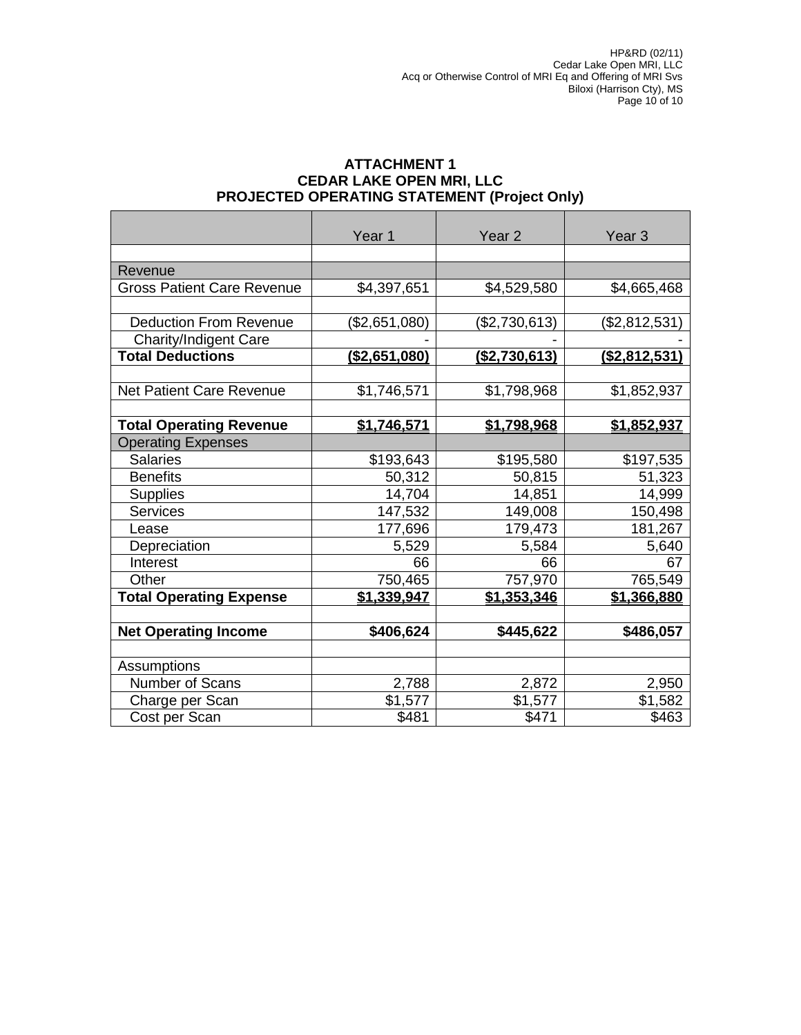## ATTACHMENT 1
## CEDAR LAKE OPEN MRI, LLC
## PROJECTED OPERATING STATEMENT (Project Only)

| | Year 1 | Year 2 | Year 3 |
|---|---|---|---|
| | | | |
| Revenue | | | |
| Gross Patient Care Revenue | $4,397,651 | $4,529,580 | $4,665,468 |
| | | | |
| Deduction From Revenue | ($2,651,080) | ($2,730,613) | ($2,812,531) |
| Charity/Indigent Care | - | - | - |
| **Total Deductions** | **($2,651,080)** | **($2,730,613)** | **($2,812,531)** |
| | | | |
| Net Patient Care Revenue | $1,746,571 | $1,798,968 | $1,852,937 |
| | | | |
| **Total Operating Revenue** | **$1,746,571** | **$1,798,968** | **$1,852,937** |
| Operating Expenses | | | |
| Salaries | $193,643 | $195,580 | $197,535 |
| Benefits | 50,312 | 50,815 | 51,323 |
| Supplies | 14,704 | 14,851 | 14,999 |
| Services | 147,532 | 149,008 | 150,498 |
| Lease | 177,696 | 179,473 | 181,267 |
| Depreciation | 5,529 | 5,584 | 5,640 |
| Interest | 66 | 66 | 67 |
| Other | 750,465 | 757,970 | 765,549 |
| **Total Operating Expense** | **$1,339,947** | **$1,353,346** | **$1,366,880** |
| | | | |
| **Net Operating Income** | **$406,624** | **$445,622** | **$486,057** |
| | | | |
| Assumptions | | | |
| Number of Scans | 2,788 | 2,872 | 2,950 |
| Charge per Scan | $1,577 | $1,577 | $1,582 |
| Cost per Scan | $481 | $471 | $463 |